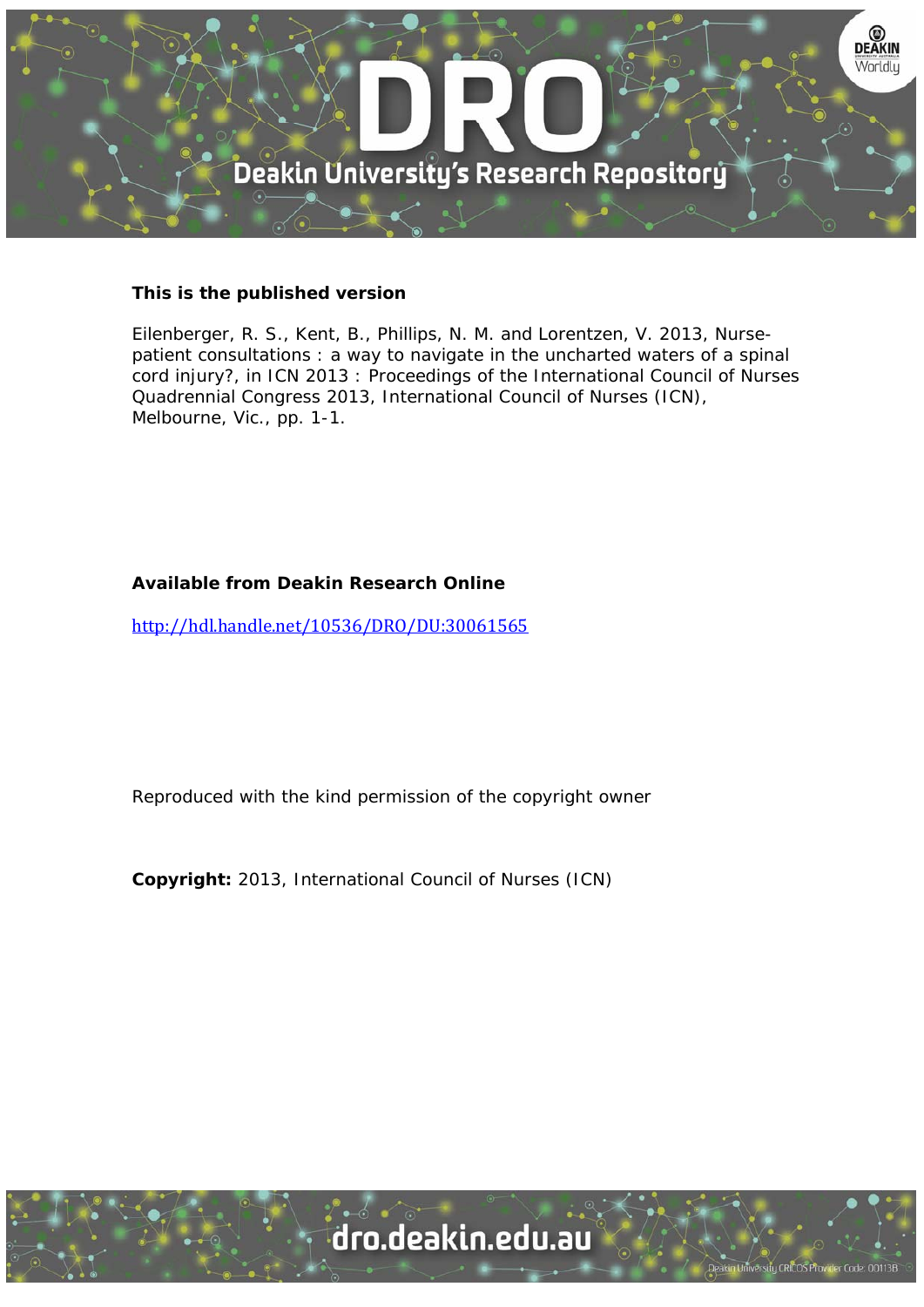**This is the published version**

Eilenberger, R. S., Kent, B., Phillips, N. M. and Lorentzen, V. 2013, Nurse-patient consultations : a way to navigate in the uncharted waters of a spinal cord injury?, in ICN 2013 : Proceedings of the International Council of Nurses Quadrennial Congress 2013, International Council of Nurses (ICN), Melbourne, Vic., pp. 1-1.

**Available from Deakin Research Online**

http://hdl.handle.net/10536/DRO/DU:30061565

Reproduced with the kind permission of the copyright owner

**Copyright:** 2013, International Council of Nurses (ICN)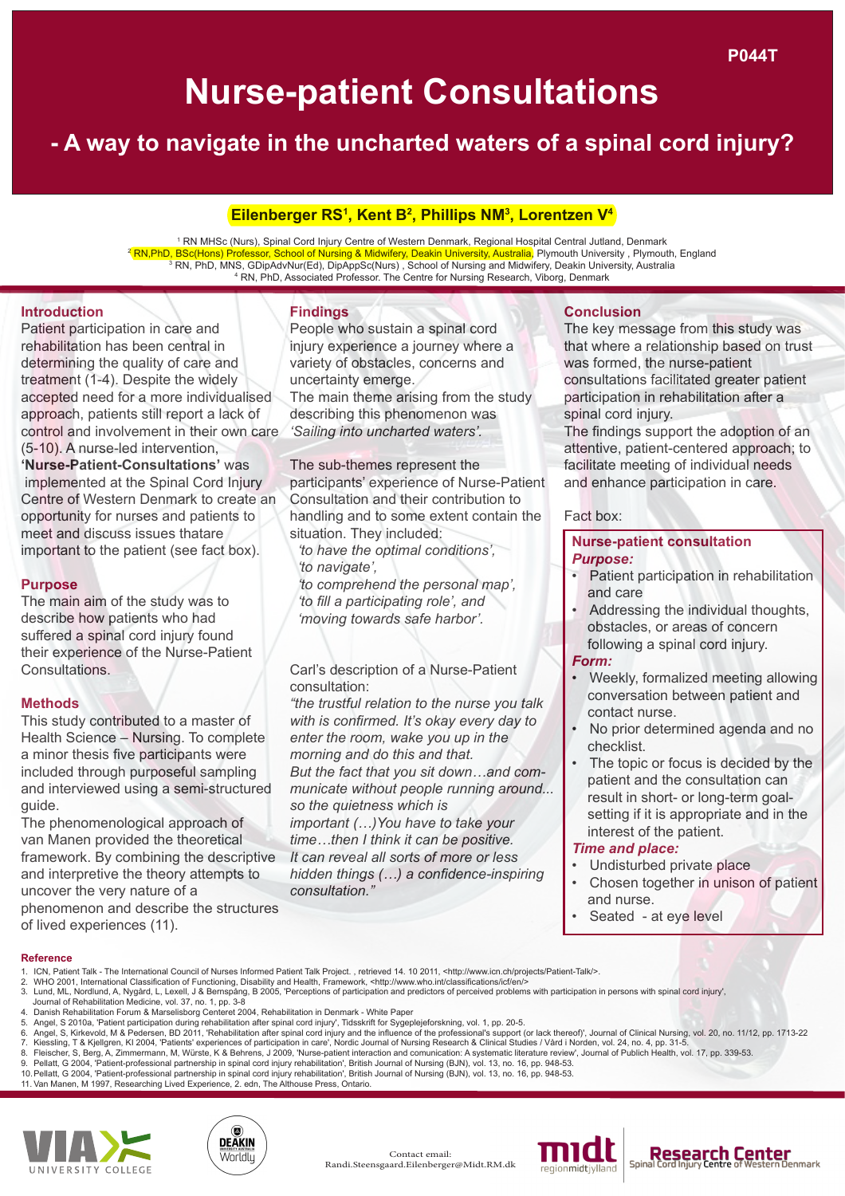P044T

# Nurse-patient Consultations

## - A way to navigate in the uncharted waters of a spinal cord injury?

**Eilenberger RS[1], Kent B[2], Phillips NM[3], Lorentzen V[4]**

[1] RN MHSc (Nurs), Spinal Cord Injury Centre of Western Denmark, Regional Hospital Central Jutland, Denmark
[2] RN,PhD, BSc(Hons) Professor, School of Nursing & Midwifery, Deakin University, Australia, Plymouth University , Plymouth, England
[3] RN, PhD, MNS, GDipAdvNur(Ed), DipAppSc(Nurs) , School of Nursing and Midwifery, Deakin University, Australia
[4] RN, PhD, Associated Professor. The Centre for Nursing Research, Viborg, Denmark

### Introduction

Patient participation in care and rehabilitation has been central in determining the quality of care and treatment (1-4). Despite the widely accepted need for a more individualised approach, patients still report a lack of control and involvement in their own care (5-10). A nurse-led intervention, **'Nurse-Patient-Consultations'** was implemented at the Spinal Cord Injury Centre of Western Denmark to create an opportunity for nurses and patients to meet and discuss issues thatare important to the patient (see fact box).

### Purpose

The main aim of the study was to describe how patients who had suffered a spinal cord injury found their experience of the Nurse-Patient Consultations.

### Methods

This study contributed to a master of Health Science – Nursing. To complete a minor thesis five participants were included through purposeful sampling and interviewed using a semi-structured guide.
The phenomenological approach of van Manen provided the theoretical framework. By combining the descriptive and interpretive the theory attempts to uncover the very nature of a phenomenon and describe the structures of lived experiences (11).

### Findings

People who sustain a spinal cord injury experience a journey where a variety of obstacles, concerns and uncertainty emerge.
The main theme arising from the study describing this phenomenon was *'Sailing into uncharted waters'.*

The sub-themes represent the participants' experience of Nurse-Patient Consultation and their contribution to handling and to some extent contain the situation. They included:

*'to have the optimal conditions',*
*'to navigate',*
*'to comprehend the personal map',*
*'to fill a participating role', and*
*'moving towards safe harbor'.*

Carl's description of a Nurse-Patient consultation:
*"the trustful relation to the nurse you talk with is confirmed. It's okay every day to enter the room, wake you up in the morning and do this and that.*
*But the fact that you sit down…and communicate without people running around... so the quietness which is important (…)You have to take your time…then I think it can be positive.*
*It can reveal all sorts of more or less hidden things (…) a confidence-inspiring consultation."*

### Conclusion

The key message from this study was that where a relationship based on trust was formed, the nurse-patient consultations facilitated greater patient participation in rehabilitation after a spinal cord injury.
The findings support the adoption of an attentive, patient-centered approach; to facilitate meeting of individual needs and enhance participation in care.

Fact box:

**Nurse-patient consultation**

***Purpose:***
- Patient participation in rehabilitation and care
- Addressing the individual thoughts, obstacles, or areas of concern following a spinal cord injury.

***Form:***
- Weekly, formalized meeting allowing conversation between patient and contact nurse.
- No prior determined agenda and no checklist.
- The topic or focus is decided by the patient and the consultation can result in short- or long-term goal-setting if it is appropriate and in the interest of the patient.

***Time and place:***
- Undisturbed private place
- Chosen together in unison of patient and nurse.
- Seated - at eye level

### Reference

1. ICN, Patient Talk - The International Council of Nurses Informed Patient Talk Project. , retrieved 14. 10 2011, <http://www.icn.ch/projects/Patient-Talk/>.
2. WHO 2001, International Classification of Functioning, Disability and Health, Framework, <http://www.who.int/classifications/icf/en/>
3. Lund, ML, Nordlund, A, Nygård, L, Lexell, J & Bernspång, B 2005, 'Perceptions of participation and predictors of perceived problems with participation in persons with spinal cord injury', Journal of Rehabilitation Medicine, vol. 37, no. 1, pp. 3-8
4. Danish Rehabilitation Forum & Marselisborg Centeret 2004, Rehabilitation in Denmark - White Paper
5. Angel, S 2010a, 'Patient participation during rehabilitation after spinal cord injury', Tidsskrift for Sygeplejeforskning, vol. 1, pp. 20-5.
6. Angel, S, Kirkevold, M & Pedersen, BD 2011, 'Rehabilitation after spinal cord injury and the influence of the professional's support (or lack thereof)', Journal of Clinical Nursing, vol. 20, no. 11/12, pp. 1713-22
7. Kiessling, T & Kjellgren, KI 2004, 'Patients' experiences of participation in care', Nordic Journal of Nursing Research & Clinical Studies / Vård i Norden, vol. 24, no. 4, pp. 31-5.
8. Fleischer, S, Berg, A, Zimmermann, M, Würste, K & Behrens, J 2009, 'Nurse-patient interaction and comunication: A systematic literature review', Journal of Publich Health, vol. 17, pp. 339-53.
9. Pellatt, G 2004, 'Patient-professional partnership in spinal cord injury rehabilitation', British Journal of Nursing (BJN), vol. 13, no. 16, pp. 948-53.
10. Pellatt, G 2004, 'Patient-professional partnership in spinal cord injury rehabilitation', British Journal of Nursing (BJN), vol. 13, no. 16, pp. 948-53.
11. Van Manen, M 1997, Researching Lived Experience, 2. edn, The Althouse Press, Ontario.

VIA University College | Deakin University Australia Worldly

Contact email:
Randi.Steensgaard.Eilenberger@Midt.RM.dk

midt regionmidtjylland | Research Center Spinal Cord Injury Centre of Western Denmark